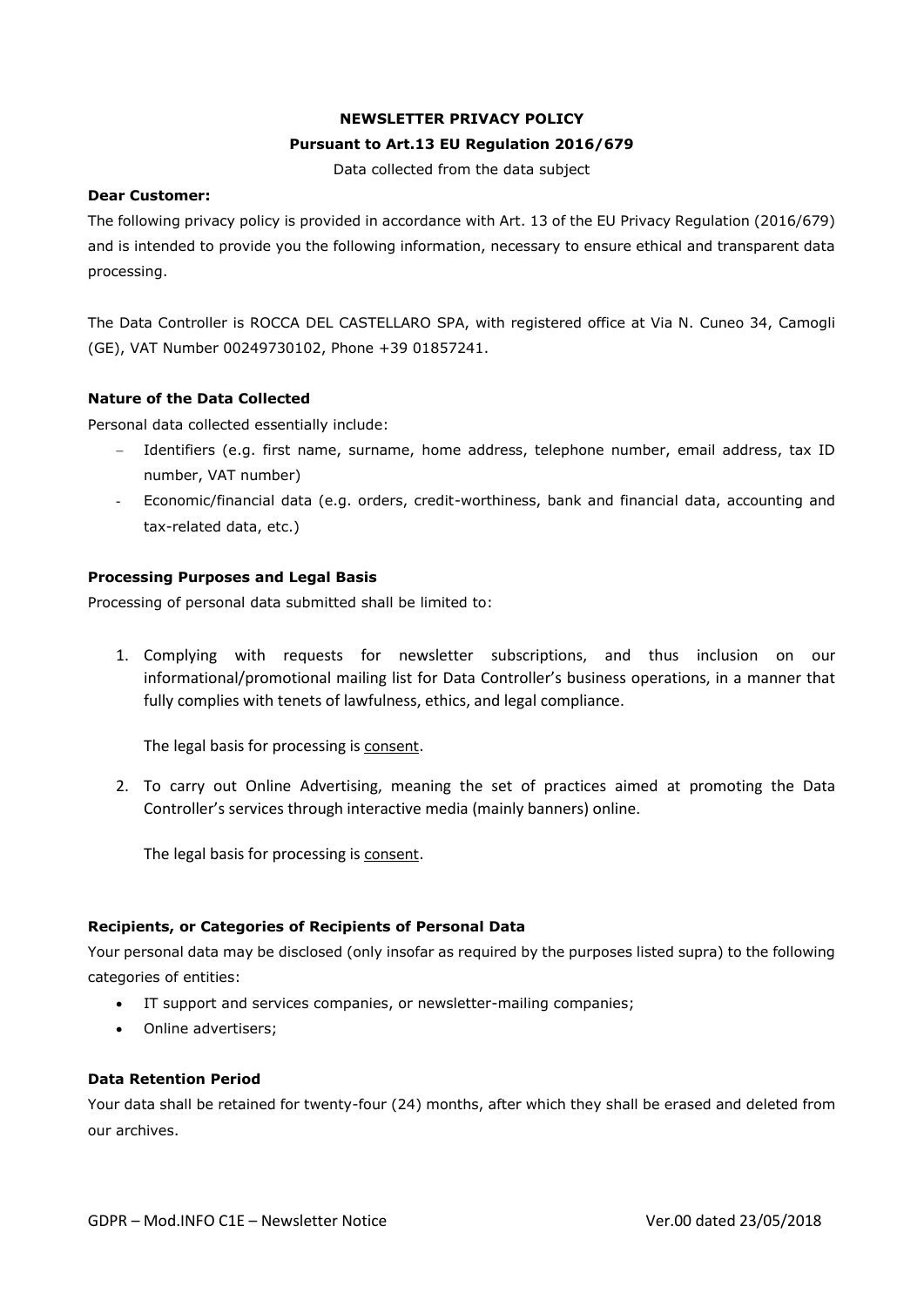# NEWSLETTER PRIVACY POLICY

## Pursuant to Art.13 EU Regulation 2016/679

Data collected from the data subject

**Dear Customer:**

The following privacy policy is provided in accordance with Art. 13 of the EU Privacy Regulation (2016/679) and is intended to provide you the following information, necessary to ensure ethical and transparent data processing.

The Data Controller is ROCCA DEL CASTELLARO SPA, with registered office at Via N. Cuneo 34, Camogli (GE), VAT Number 00249730102, Phone +39 01857241.

### Nature of the Data Collected

Personal data collected essentially include:

- Identifiers (e.g. first name, surname, home address, telephone number, email address, tax ID number, VAT number)
- Economic/financial data (e.g. orders, credit-worthiness, bank and financial data, accounting and tax-related data, etc.)

### Processing Purposes and Legal Basis

Processing of personal data submitted shall be limited to:

1. Complying with requests for newsletter subscriptions, and thus inclusion on our informational/promotional mailing list for Data Controller's business operations, in a manner that fully complies with tenets of lawfulness, ethics, and legal compliance.

   The legal basis for processing is consent.

2. To carry out Online Advertising, meaning the set of practices aimed at promoting the Data Controller's services through interactive media (mainly banners) online.

   The legal basis for processing is consent.

### Recipients, or Categories of Recipients of Personal Data

Your personal data may be disclosed (only insofar as required by the purposes listed supra) to the following categories of entities:

- IT support and services companies, or newsletter-mailing companies;
- Online advertisers;

### Data Retention Period

Your data shall be retained for twenty-four (24) months, after which they shall be erased and deleted from our archives.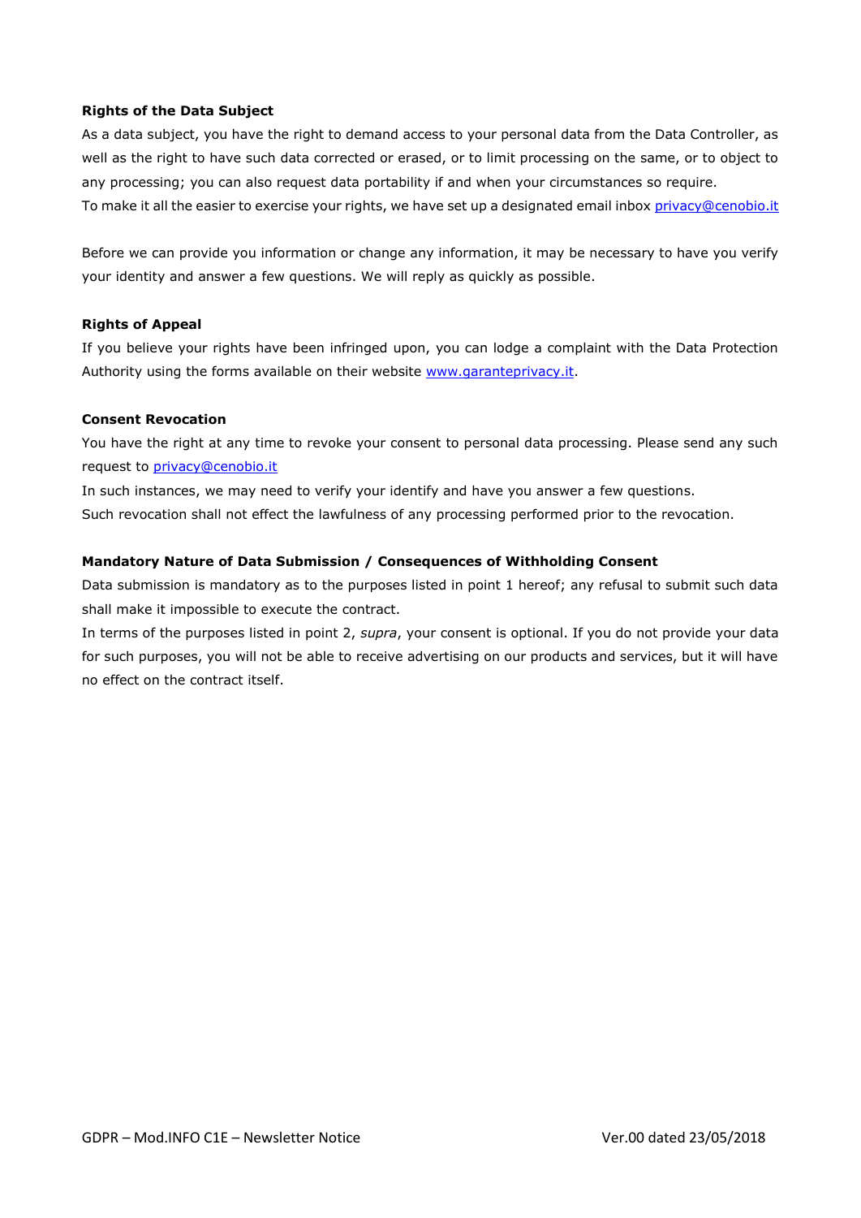**Rights of the Data Subject**

As a data subject, you have the right to demand access to your personal data from the Data Controller, as well as the right to have such data corrected or erased, or to limit processing on the same, or to object to any processing; you can also request data portability if and when your circumstances so require.
To make it all the easier to exercise your rights, we have set up a designated email inbox privacy@cenobio.it

Before we can provide you information or change any information, it may be necessary to have you verify your identity and answer a few questions. We will reply as quickly as possible.

**Rights of Appeal**

If you believe your rights have been infringed upon, you can lodge a complaint with the Data Protection Authority using the forms available on their website www.garanteprivacy.it.

**Consent Revocation**

You have the right at any time to revoke your consent to personal data processing. Please send any such request to privacy@cenobio.it
In such instances, we may need to verify your identify and have you answer a few questions.
Such revocation shall not effect the lawfulness of any processing performed prior to the revocation.

**Mandatory Nature of Data Submission / Consequences of Withholding Consent**

Data submission is mandatory as to the purposes listed in point 1 hereof; any refusal to submit such data shall make it impossible to execute the contract.
In terms of the purposes listed in point 2, *supra*, your consent is optional. If you do not provide your data for such purposes, you will not be able to receive advertising on our products and services, but it will have no effect on the contract itself.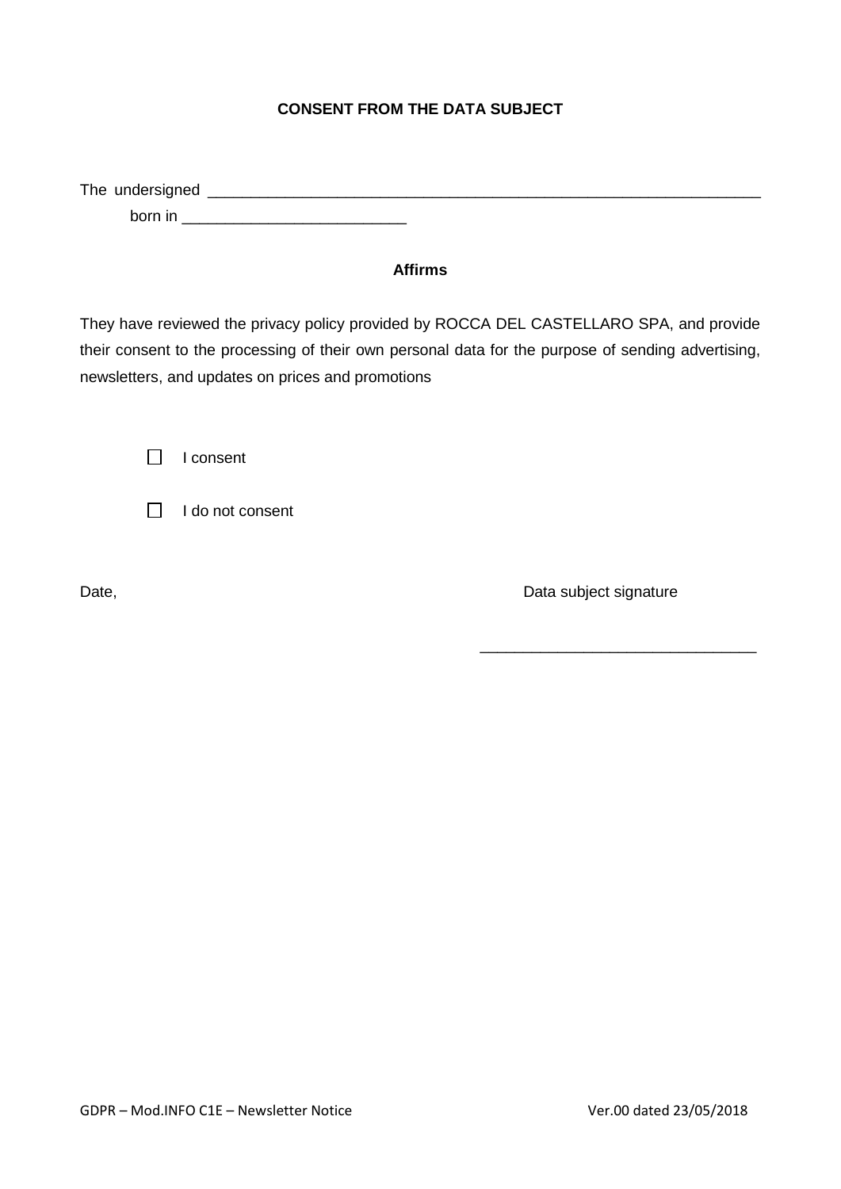**CONSENT FROM THE DATA SUBJECT**

The undersigned ___________________________________________________________________

born in __________________________

**Affirms**

They have reviewed the privacy policy provided by ROCCA DEL CASTELLARO SPA, and provide their consent to the processing of their own personal data for the purpose of sending advertising, newsletters, and updates on prices and promotions

☐ I consent

☐ I do not consent

Date,

Data subject signature

________________________________

GDPR – Mod.INFO C1E – Newsletter Notice    Ver.00 dated 23/05/2018